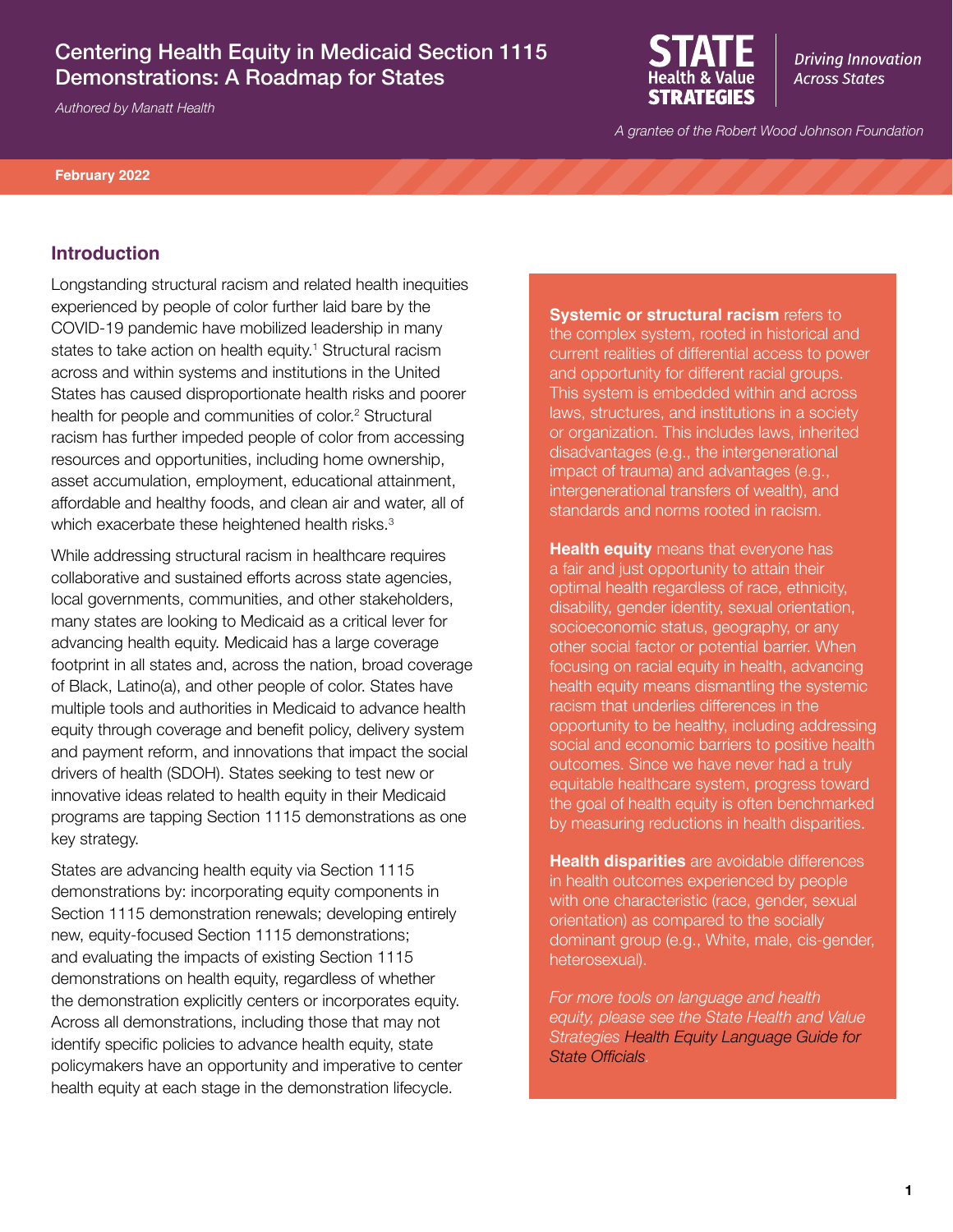# Centering Health Equity in Medicaid Section 1115 Demonstrations: A Roadmap for States

*Authored by Manatt Health*

STATE Health & Value STRATEGIES — *Driving Innovation Across States*

*A grantee of the Robert Wood Johnson Foundation*

**February 2022**

## Introduction

Longstanding structural racism and related health inequities experienced by people of color further laid bare by the COVID-19 pandemic have mobilized leadership in many states to take action on health equity.[1] Structural racism across and within systems and institutions in the United States has caused disproportionate health risks and poorer health for people and communities of color.[2] Structural racism has further impeded people of color from accessing resources and opportunities, including home ownership, asset accumulation, employment, educational attainment, affordable and healthy foods, and clean air and water, all of which exacerbate these heightened health risks.[3]

While addressing structural racism in healthcare requires collaborative and sustained efforts across state agencies, local governments, communities, and other stakeholders, many states are looking to Medicaid as a critical lever for advancing health equity. Medicaid has a large coverage footprint in all states and, across the nation, broad coverage of Black, Latino(a), and other people of color. States have multiple tools and authorities in Medicaid to advance health equity through coverage and benefit policy, delivery system and payment reform, and innovations that impact the social drivers of health (SDOH). States seeking to test new or innovative ideas related to health equity in their Medicaid programs are tapping Section 1115 demonstrations as one key strategy.

States are advancing health equity via Section 1115 demonstrations by: incorporating equity components in Section 1115 demonstration renewals; developing entirely new, equity-focused Section 1115 demonstrations; and evaluating the impacts of existing Section 1115 demonstrations on health equity, regardless of whether the demonstration explicitly centers or incorporates equity. Across all demonstrations, including those that may not identify specific policies to advance health equity, state policymakers have an opportunity and imperative to center health equity at each stage in the demonstration lifecycle.

**Systemic or structural racism** refers to the complex system, rooted in historical and current realities of differential access to power and opportunity for different racial groups. This system is embedded within and across laws, structures, and institutions in a society or organization. This includes laws, inherited disadvantages (e.g., the intergenerational impact of trauma) and advantages (e.g., intergenerational transfers of wealth), and standards and norms rooted in racism.

**Health equity** means that everyone has a fair and just opportunity to attain their optimal health regardless of race, ethnicity, disability, gender identity, sexual orientation, socioeconomic status, geography, or any other social factor or potential barrier. When focusing on racial equity in health, advancing health equity means dismantling the systemic racism that underlies differences in the opportunity to be healthy, including addressing social and economic barriers to positive health outcomes. Since we have never had a truly equitable healthcare system, progress toward the goal of health equity is often benchmarked by measuring reductions in health disparities.

**Health disparities** are avoidable differences in health outcomes experienced by people with one characteristic (race, gender, sexual orientation) as compared to the socially dominant group (e.g., White, male, cis-gender, heterosexual).

*For more tools on language and health equity, please see the State Health and Value Strategies Health Equity Language Guide for State Officials.*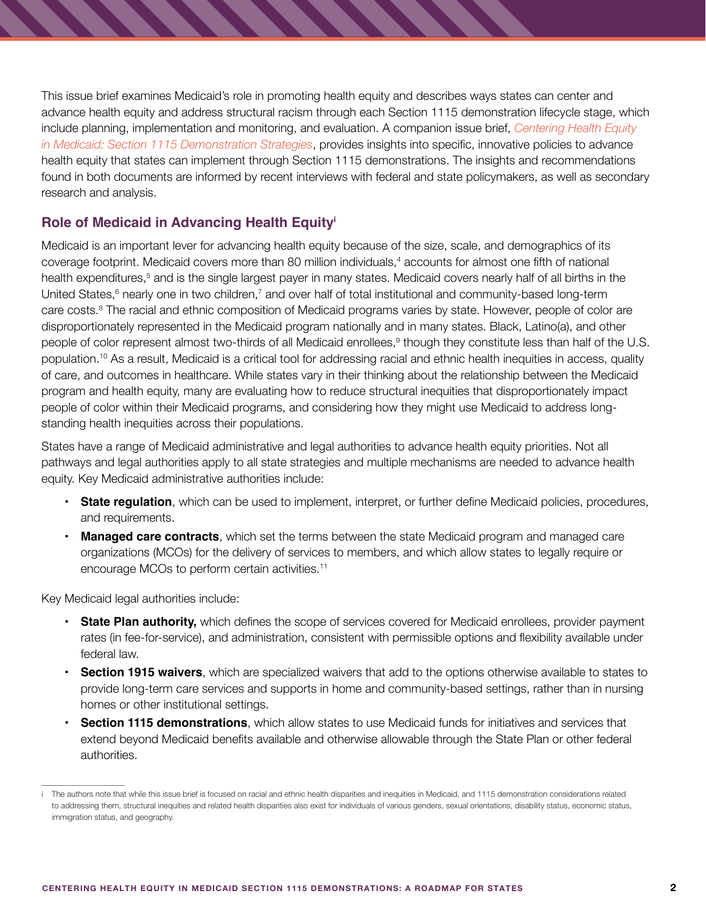This issue brief examines Medicaid's role in promoting health equity and describes ways states can center and advance health equity and address structural racism through each Section 1115 demonstration lifecycle stage, which include planning, implementation and monitoring, and evaluation. A companion issue brief, *Centering Health Equity in Medicaid: Section 1115 Demonstration Strategies*, provides insights into specific, innovative policies to advance health equity that states can implement through Section 1115 demonstrations. The insights and recommendations found in both documents are informed by recent interviews with federal and state policymakers, as well as secondary research and analysis.

## Role of Medicaid in Advancing Health Equity[i]

Medicaid is an important lever for advancing health equity because of the size, scale, and demographics of its coverage footprint. Medicaid covers more than 80 million individuals,[4] accounts for almost one fifth of national health expenditures,[5] and is the single largest payer in many states. Medicaid covers nearly half of all births in the United States,[6] nearly one in two children,[7] and over half of total institutional and community-based long-term care costs.[8] The racial and ethnic composition of Medicaid programs varies by state. However, people of color are disproportionately represented in the Medicaid program nationally and in many states. Black, Latino(a), and other people of color represent almost two-thirds of all Medicaid enrollees,[9] though they constitute less than half of the U.S. population.[10] As a result, Medicaid is a critical tool for addressing racial and ethnic health inequities in access, quality of care, and outcomes in healthcare. While states vary in their thinking about the relationship between the Medicaid program and health equity, many are evaluating how to reduce structural inequities that disproportionately impact people of color within their Medicaid programs, and considering how they might use Medicaid to address long-standing health inequities across their populations.

States have a range of Medicaid administrative and legal authorities to advance health equity priorities. Not all pathways and legal authorities apply to all state strategies and multiple mechanisms are needed to advance health equity. Key Medicaid administrative authorities include:

- **State regulation**, which can be used to implement, interpret, or further define Medicaid policies, procedures, and requirements.
- **Managed care contracts**, which set the terms between the state Medicaid program and managed care organizations (MCOs) for the delivery of services to members, and which allow states to legally require or encourage MCOs to perform certain activities.[11]

Key Medicaid legal authorities include:

- **State Plan authority,** which defines the scope of services covered for Medicaid enrollees, provider payment rates (in fee-for-service), and administration, consistent with permissible options and flexibility available under federal law.
- **Section 1915 waivers**, which are specialized waivers that add to the options otherwise available to states to provide long-term care services and supports in home and community-based settings, rather than in nursing homes or other institutional settings.
- **Section 1115 demonstrations**, which allow states to use Medicaid funds for initiatives and services that extend beyond Medicaid benefits available and otherwise allowable through the State Plan or other federal authorities.

---

i The authors note that while this issue brief is focused on racial and ethnic health disparities and inequities in Medicaid, and 1115 demonstration considerations related to addressing them, structural inequities and related health disparities also exist for individuals of various genders, sexual orientations, disability status, economic status, immigration status, and geography.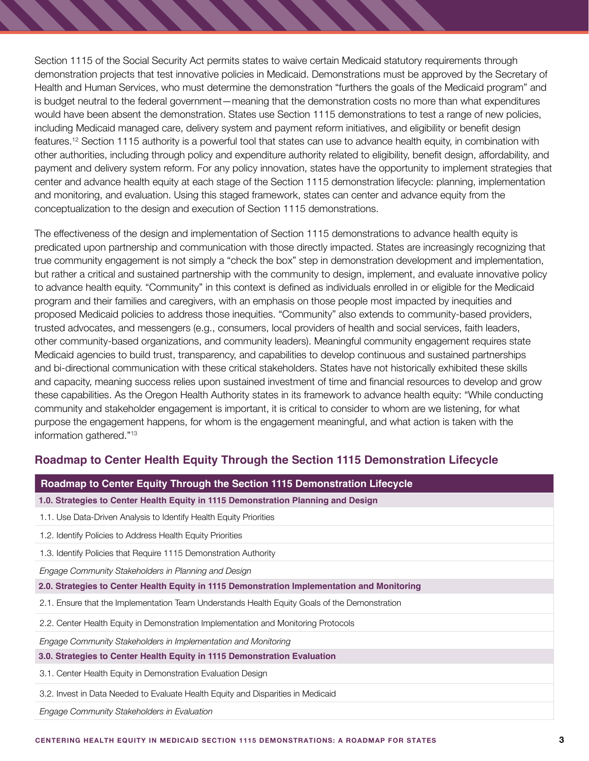Section 1115 of the Social Security Act permits states to waive certain Medicaid statutory requirements through demonstration projects that test innovative policies in Medicaid. Demonstrations must be approved by the Secretary of Health and Human Services, who must determine the demonstration "furthers the goals of the Medicaid program" and is budget neutral to the federal government—meaning that the demonstration costs no more than what expenditures would have been absent the demonstration. States use Section 1115 demonstrations to test a range of new policies, including Medicaid managed care, delivery system and payment reform initiatives, and eligibility or benefit design features.[12] Section 1115 authority is a powerful tool that states can use to advance health equity, in combination with other authorities, including through policy and expenditure authority related to eligibility, benefit design, affordability, and payment and delivery system reform. For any policy innovation, states have the opportunity to implement strategies that center and advance health equity at each stage of the Section 1115 demonstration lifecycle: planning, implementation and monitoring, and evaluation. Using this staged framework, states can center and advance equity from the conceptualization to the design and execution of Section 1115 demonstrations.

The effectiveness of the design and implementation of Section 1115 demonstrations to advance health equity is predicated upon partnership and communication with those directly impacted. States are increasingly recognizing that true community engagement is not simply a "check the box" step in demonstration development and implementation, but rather a critical and sustained partnership with the community to design, implement, and evaluate innovative policy to advance health equity. "Community" in this context is defined as individuals enrolled in or eligible for the Medicaid program and their families and caregivers, with an emphasis on those people most impacted by inequities and proposed Medicaid policies to address those inequities. "Community" also extends to community-based providers, trusted advocates, and messengers (e.g., consumers, local providers of health and social services, faith leaders, other community-based organizations, and community leaders). Meaningful community engagement requires state Medicaid agencies to build trust, transparency, and capabilities to develop continuous and sustained partnerships and bi-directional communication with these critical stakeholders. States have not historically exhibited these skills and capacity, meaning success relies upon sustained investment of time and financial resources to develop and grow these capabilities. As the Oregon Health Authority states in its framework to advance health equity: "While conducting community and stakeholder engagement is important, it is critical to consider to whom are we listening, for what purpose the engagement happens, for whom is the engagement meaningful, and what action is taken with the information gathered."[13]

## Roadmap to Center Health Equity Through the Section 1115 Demonstration Lifecycle

| Roadmap to Center Equity Through the Section 1115 Demonstration Lifecycle |
|---|
| **1.0. Strategies to Center Health Equity in 1115 Demonstration Planning and Design** |
| 1.1. Use Data-Driven Analysis to Identify Health Equity Priorities |
| 1.2. Identify Policies to Address Health Equity Priorities |
| 1.3. Identify Policies that Require 1115 Demonstration Authority |
| *Engage Community Stakeholders in Planning and Design* |
| **2.0. Strategies to Center Health Equity in 1115 Demonstration Implementation and Monitoring** |
| 2.1. Ensure that the Implementation Team Understands Health Equity Goals of the Demonstration |
| 2.2. Center Health Equity in Demonstration Implementation and Monitoring Protocols |
| *Engage Community Stakeholders in Implementation and Monitoring* |
| **3.0. Strategies to Center Health Equity in 1115 Demonstration Evaluation** |
| 3.1. Center Health Equity in Demonstration Evaluation Design |
| 3.2. Invest in Data Needed to Evaluate Health Equity and Disparities in Medicaid |
| *Engage Community Stakeholders in Evaluation* |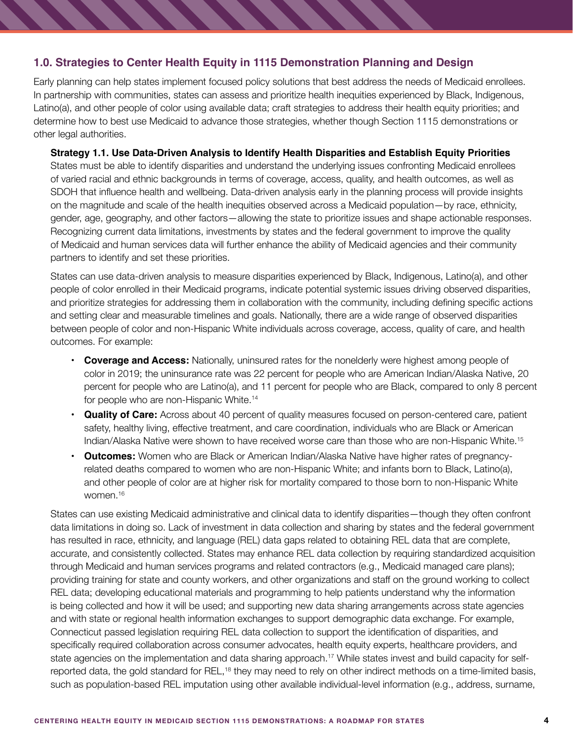## 1.0. Strategies to Center Health Equity in 1115 Demonstration Planning and Design

Early planning can help states implement focused policy solutions that best address the needs of Medicaid enrollees. In partnership with communities, states can assess and prioritize health inequities experienced by Black, Indigenous, Latino(a), and other people of color using available data; craft strategies to address their health equity priorities; and determine how to best use Medicaid to advance those strategies, whether though Section 1115 demonstrations or other legal authorities.

### Strategy 1.1. Use Data-Driven Analysis to Identify Health Disparities and Establish Equity Priorities

States must be able to identify disparities and understand the underlying issues confronting Medicaid enrollees of varied racial and ethnic backgrounds in terms of coverage, access, quality, and health outcomes, as well as SDOH that influence health and wellbeing. Data-driven analysis early in the planning process will provide insights on the magnitude and scale of the health inequities observed across a Medicaid population—by race, ethnicity, gender, age, geography, and other factors—allowing the state to prioritize issues and shape actionable responses. Recognizing current data limitations, investments by states and the federal government to improve the quality of Medicaid and human services data will further enhance the ability of Medicaid agencies and their community partners to identify and set these priorities.

States can use data-driven analysis to measure disparities experienced by Black, Indigenous, Latino(a), and other people of color enrolled in their Medicaid programs, indicate potential systemic issues driving observed disparities, and prioritize strategies for addressing them in collaboration with the community, including defining specific actions and setting clear and measurable timelines and goals. Nationally, there are a wide range of observed disparities between people of color and non-Hispanic White individuals across coverage, access, quality of care, and health outcomes. For example:

- **Coverage and Access:** Nationally, uninsured rates for the nonelderly were highest among people of color in 2019; the uninsurance rate was 22 percent for people who are American Indian/Alaska Native, 20 percent for people who are Latino(a), and 11 percent for people who are Black, compared to only 8 percent for people who are non-Hispanic White.[14]
- **Quality of Care:** Across about 40 percent of quality measures focused on person-centered care, patient safety, healthy living, effective treatment, and care coordination, individuals who are Black or American Indian/Alaska Native were shown to have received worse care than those who are non-Hispanic White.[15]
- **Outcomes:** Women who are Black or American Indian/Alaska Native have higher rates of pregnancy-related deaths compared to women who are non-Hispanic White; and infants born to Black, Latino(a), and other people of color are at higher risk for mortality compared to those born to non-Hispanic White women.[16]

States can use existing Medicaid administrative and clinical data to identify disparities—though they often confront data limitations in doing so. Lack of investment in data collection and sharing by states and the federal government has resulted in race, ethnicity, and language (REL) data gaps related to obtaining REL data that are complete, accurate, and consistently collected. States may enhance REL data collection by requiring standardized acquisition through Medicaid and human services programs and related contractors (e.g., Medicaid managed care plans); providing training for state and county workers, and other organizations and staff on the ground working to collect REL data; developing educational materials and programming to help patients understand why the information is being collected and how it will be used; and supporting new data sharing arrangements across state agencies and with state or regional health information exchanges to support demographic data exchange. For example, Connecticut passed legislation requiring REL data collection to support the identification of disparities, and specifically required collaboration across consumer advocates, health equity experts, healthcare providers, and state agencies on the implementation and data sharing approach.[17] While states invest and build capacity for self-reported data, the gold standard for REL,[18] they may need to rely on other indirect methods on a time-limited basis, such as population-based REL imputation using other available individual-level information (e.g., address, surname,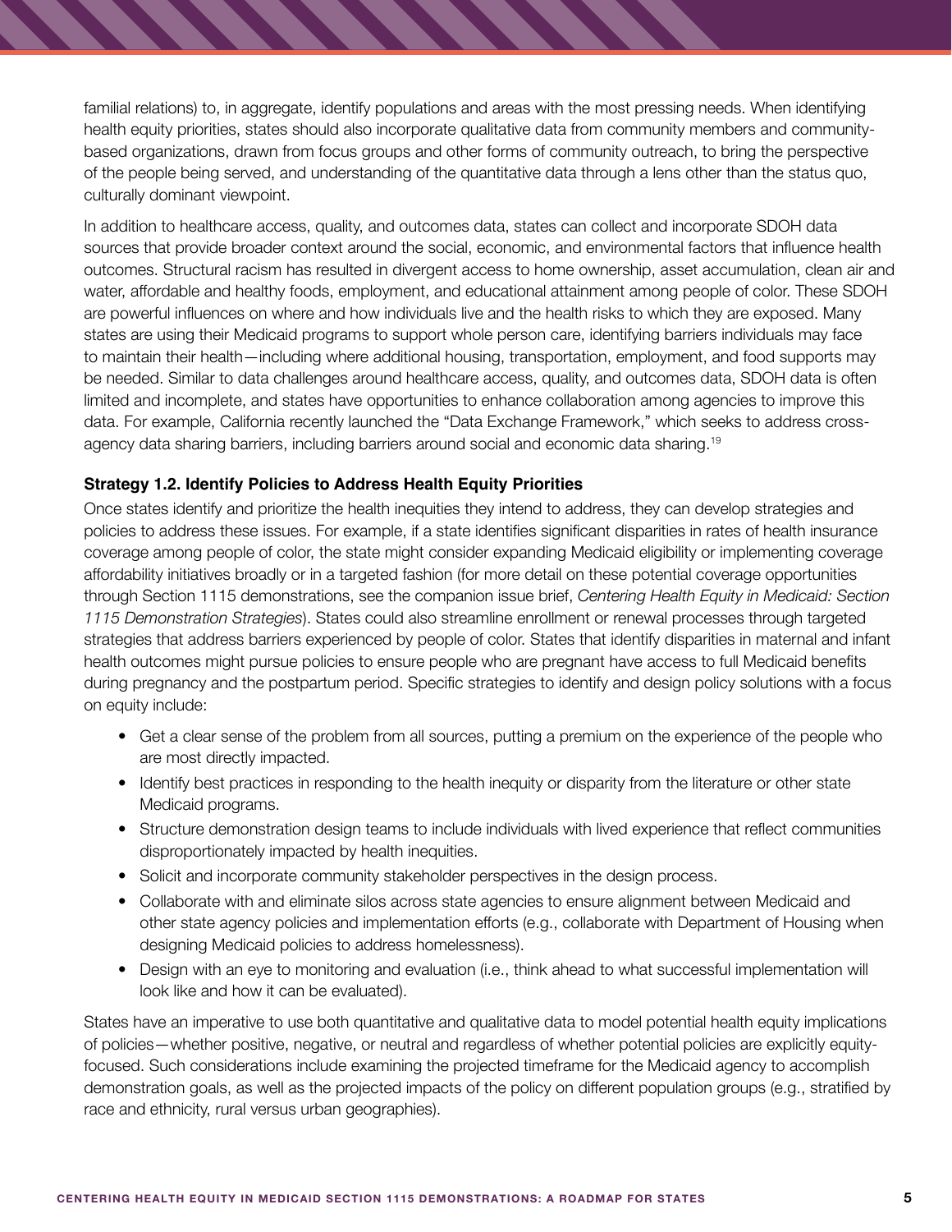familial relations) to, in aggregate, identify populations and areas with the most pressing needs. When identifying health equity priorities, states should also incorporate qualitative data from community members and community-based organizations, drawn from focus groups and other forms of community outreach, to bring the perspective of the people being served, and understanding of the quantitative data through a lens other than the status quo, culturally dominant viewpoint.

In addition to healthcare access, quality, and outcomes data, states can collect and incorporate SDOH data sources that provide broader context around the social, economic, and environmental factors that influence health outcomes. Structural racism has resulted in divergent access to home ownership, asset accumulation, clean air and water, affordable and healthy foods, employment, and educational attainment among people of color. These SDOH are powerful influences on where and how individuals live and the health risks to which they are exposed. Many states are using their Medicaid programs to support whole person care, identifying barriers individuals may face to maintain their health—including where additional housing, transportation, employment, and food supports may be needed. Similar to data challenges around healthcare access, quality, and outcomes data, SDOH data is often limited and incomplete, and states have opportunities to enhance collaboration among agencies to improve this data. For example, California recently launched the "Data Exchange Framework," which seeks to address cross-agency data sharing barriers, including barriers around social and economic data sharing.[19]

**Strategy 1.2. Identify Policies to Address Health Equity Priorities**

Once states identify and prioritize the health inequities they intend to address, they can develop strategies and policies to address these issues. For example, if a state identifies significant disparities in rates of health insurance coverage among people of color, the state might consider expanding Medicaid eligibility or implementing coverage affordability initiatives broadly or in a targeted fashion (for more detail on these potential coverage opportunities through Section 1115 demonstrations, see the companion issue brief, *Centering Health Equity in Medicaid: Section 1115 Demonstration Strategies*). States could also streamline enrollment or renewal processes through targeted strategies that address barriers experienced by people of color. States that identify disparities in maternal and infant health outcomes might pursue policies to ensure people who are pregnant have access to full Medicaid benefits during pregnancy and the postpartum period. Specific strategies to identify and design policy solutions with a focus on equity include:

- Get a clear sense of the problem from all sources, putting a premium on the experience of the people who are most directly impacted.
- Identify best practices in responding to the health inequity or disparity from the literature or other state Medicaid programs.
- Structure demonstration design teams to include individuals with lived experience that reflect communities disproportionately impacted by health inequities.
- Solicit and incorporate community stakeholder perspectives in the design process.
- Collaborate with and eliminate silos across state agencies to ensure alignment between Medicaid and other state agency policies and implementation efforts (e.g., collaborate with Department of Housing when designing Medicaid policies to address homelessness).
- Design with an eye to monitoring and evaluation (i.e., think ahead to what successful implementation will look like and how it can be evaluated).

States have an imperative to use both quantitative and qualitative data to model potential health equity implications of policies—whether positive, negative, or neutral and regardless of whether potential policies are explicitly equity-focused. Such considerations include examining the projected timeframe for the Medicaid agency to accomplish demonstration goals, as well as the projected impacts of the policy on different population groups (e.g., stratified by race and ethnicity, rural versus urban geographies).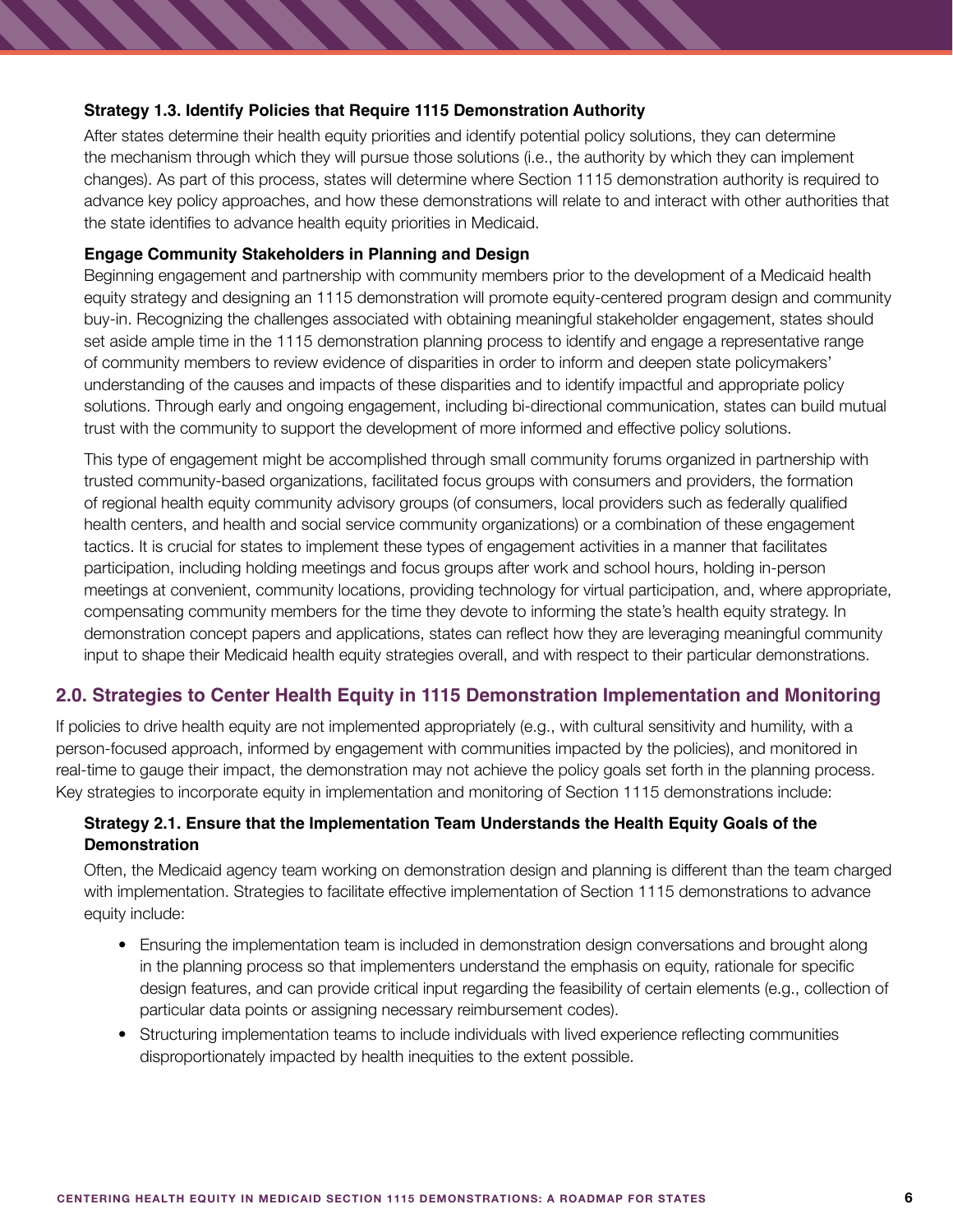### Strategy 1.3. Identify Policies that Require 1115 Demonstration Authority

After states determine their health equity priorities and identify potential policy solutions, they can determine the mechanism through which they will pursue those solutions (i.e., the authority by which they can implement changes). As part of this process, states will determine where Section 1115 demonstration authority is required to advance key policy approaches, and how these demonstrations will relate to and interact with other authorities that the state identifies to advance health equity priorities in Medicaid.

#### Engage Community Stakeholders in Planning and Design

Beginning engagement and partnership with community members prior to the development of a Medicaid health equity strategy and designing an 1115 demonstration will promote equity-centered program design and community buy-in. Recognizing the challenges associated with obtaining meaningful stakeholder engagement, states should set aside ample time in the 1115 demonstration planning process to identify and engage a representative range of community members to review evidence of disparities in order to inform and deepen state policymakers' understanding of the causes and impacts of these disparities and to identify impactful and appropriate policy solutions. Through early and ongoing engagement, including bi-directional communication, states can build mutual trust with the community to support the development of more informed and effective policy solutions.

This type of engagement might be accomplished through small community forums organized in partnership with trusted community-based organizations, facilitated focus groups with consumers and providers, the formation of regional health equity community advisory groups (of consumers, local providers such as federally qualified health centers, and health and social service community organizations) or a combination of these engagement tactics. It is crucial for states to implement these types of engagement activities in a manner that facilitates participation, including holding meetings and focus groups after work and school hours, holding in-person meetings at convenient, community locations, providing technology for virtual participation, and, where appropriate, compensating community members for the time they devote to informing the state's health equity strategy. In demonstration concept papers and applications, states can reflect how they are leveraging meaningful community input to shape their Medicaid health equity strategies overall, and with respect to their particular demonstrations.

## 2.0. Strategies to Center Health Equity in 1115 Demonstration Implementation and Monitoring

If policies to drive health equity are not implemented appropriately (e.g., with cultural sensitivity and humility, with a person-focused approach, informed by engagement with communities impacted by the policies), and monitored in real-time to gauge their impact, the demonstration may not achieve the policy goals set forth in the planning process. Key strategies to incorporate equity in implementation and monitoring of Section 1115 demonstrations include:

### Strategy 2.1. Ensure that the Implementation Team Understands the Health Equity Goals of the Demonstration

Often, the Medicaid agency team working on demonstration design and planning is different than the team charged with implementation. Strategies to facilitate effective implementation of Section 1115 demonstrations to advance equity include:

- Ensuring the implementation team is included in demonstration design conversations and brought along in the planning process so that implementers understand the emphasis on equity, rationale for specific design features, and can provide critical input regarding the feasibility of certain elements (e.g., collection of particular data points or assigning necessary reimbursement codes).
- Structuring implementation teams to include individuals with lived experience reflecting communities disproportionately impacted by health inequities to the extent possible.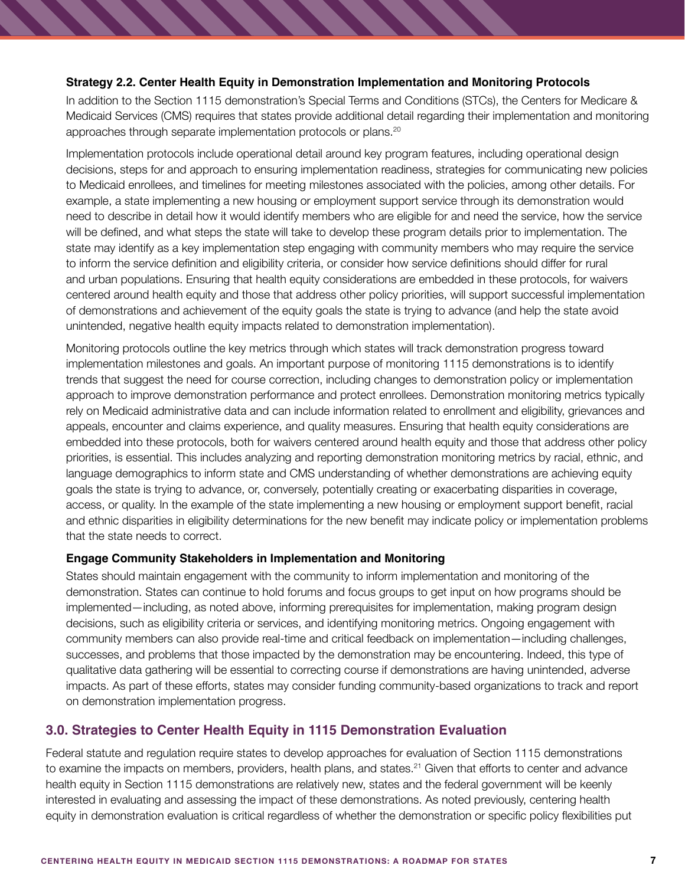### Strategy 2.2. Center Health Equity in Demonstration Implementation and Monitoring Protocols

In addition to the Section 1115 demonstration's Special Terms and Conditions (STCs), the Centers for Medicare & Medicaid Services (CMS) requires that states provide additional detail regarding their implementation and monitoring approaches through separate implementation protocols or plans.[20]

Implementation protocols include operational detail around key program features, including operational design decisions, steps for and approach to ensuring implementation readiness, strategies for communicating new policies to Medicaid enrollees, and timelines for meeting milestones associated with the policies, among other details. For example, a state implementing a new housing or employment support service through its demonstration would need to describe in detail how it would identify members who are eligible for and need the service, how the service will be defined, and what steps the state will take to develop these program details prior to implementation. The state may identify as a key implementation step engaging with community members who may require the service to inform the service definition and eligibility criteria, or consider how service definitions should differ for rural and urban populations. Ensuring that health equity considerations are embedded in these protocols, for waivers centered around health equity and those that address other policy priorities, will support successful implementation of demonstrations and achievement of the equity goals the state is trying to advance (and help the state avoid unintended, negative health equity impacts related to demonstration implementation).

Monitoring protocols outline the key metrics through which states will track demonstration progress toward implementation milestones and goals. An important purpose of monitoring 1115 demonstrations is to identify trends that suggest the need for course correction, including changes to demonstration policy or implementation approach to improve demonstration performance and protect enrollees. Demonstration monitoring metrics typically rely on Medicaid administrative data and can include information related to enrollment and eligibility, grievances and appeals, encounter and claims experience, and quality measures. Ensuring that health equity considerations are embedded into these protocols, both for waivers centered around health equity and those that address other policy priorities, is essential. This includes analyzing and reporting demonstration monitoring metrics by racial, ethnic, and language demographics to inform state and CMS understanding of whether demonstrations are achieving equity goals the state is trying to advance, or, conversely, potentially creating or exacerbating disparities in coverage, access, or quality. In the example of the state implementing a new housing or employment support benefit, racial and ethnic disparities in eligibility determinations for the new benefit may indicate policy or implementation problems that the state needs to correct.

#### Engage Community Stakeholders in Implementation and Monitoring

States should maintain engagement with the community to inform implementation and monitoring of the demonstration. States can continue to hold forums and focus groups to get input on how programs should be implemented—including, as noted above, informing prerequisites for implementation, making program design decisions, such as eligibility criteria or services, and identifying monitoring metrics. Ongoing engagement with community members can also provide real-time and critical feedback on implementation—including challenges, successes, and problems that those impacted by the demonstration may be encountering. Indeed, this type of qualitative data gathering will be essential to correcting course if demonstrations are having unintended, adverse impacts. As part of these efforts, states may consider funding community-based organizations to track and report on demonstration implementation progress.

## 3.0. Strategies to Center Health Equity in 1115 Demonstration Evaluation

Federal statute and regulation require states to develop approaches for evaluation of Section 1115 demonstrations to examine the impacts on members, providers, health plans, and states.[21] Given that efforts to center and advance health equity in Section 1115 demonstrations are relatively new, states and the federal government will be keenly interested in evaluating and assessing the impact of these demonstrations. As noted previously, centering health equity in demonstration evaluation is critical regardless of whether the demonstration or specific policy flexibilities put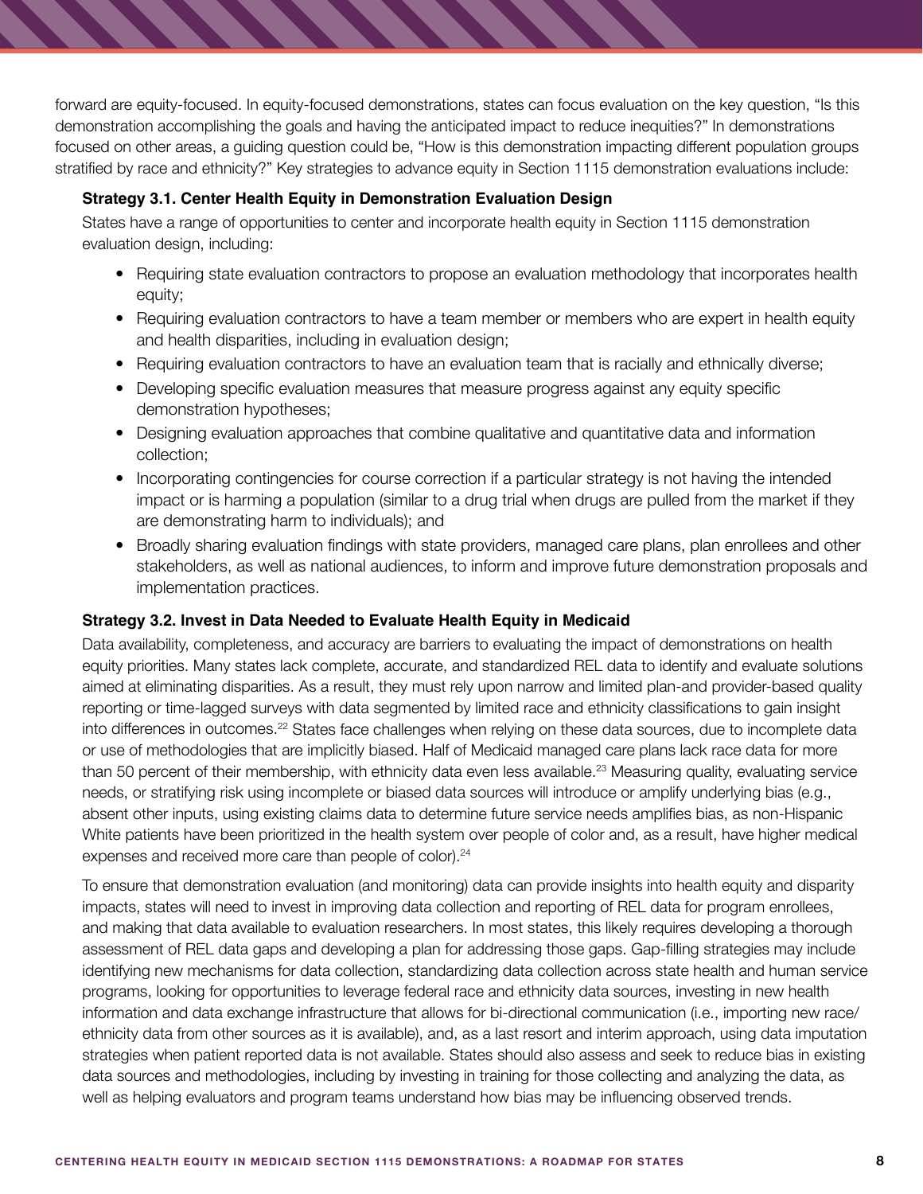forward are equity-focused. In equity-focused demonstrations, states can focus evaluation on the key question, "Is this demonstration accomplishing the goals and having the anticipated impact to reduce inequities?" In demonstrations focused on other areas, a guiding question could be, "How is this demonstration impacting different population groups stratified by race and ethnicity?" Key strategies to advance equity in Section 1115 demonstration evaluations include:

### Strategy 3.1. Center Health Equity in Demonstration Evaluation Design

States have a range of opportunities to center and incorporate health equity in Section 1115 demonstration evaluation design, including:

- Requiring state evaluation contractors to propose an evaluation methodology that incorporates health equity;
- Requiring evaluation contractors to have a team member or members who are expert in health equity and health disparities, including in evaluation design;
- Requiring evaluation contractors to have an evaluation team that is racially and ethnically diverse;
- Developing specific evaluation measures that measure progress against any equity specific demonstration hypotheses;
- Designing evaluation approaches that combine qualitative and quantitative data and information collection;
- Incorporating contingencies for course correction if a particular strategy is not having the intended impact or is harming a population (similar to a drug trial when drugs are pulled from the market if they are demonstrating harm to individuals); and
- Broadly sharing evaluation findings with state providers, managed care plans, plan enrollees and other stakeholders, as well as national audiences, to inform and improve future demonstration proposals and implementation practices.

### Strategy 3.2. Invest in Data Needed to Evaluate Health Equity in Medicaid

Data availability, completeness, and accuracy are barriers to evaluating the impact of demonstrations on health equity priorities. Many states lack complete, accurate, and standardized REL data to identify and evaluate solutions aimed at eliminating disparities. As a result, they must rely upon narrow and limited plan-and provider-based quality reporting or time-lagged surveys with data segmented by limited race and ethnicity classifications to gain insight into differences in outcomes.[22] States face challenges when relying on these data sources, due to incomplete data or use of methodologies that are implicitly biased. Half of Medicaid managed care plans lack race data for more than 50 percent of their membership, with ethnicity data even less available.[23] Measuring quality, evaluating service needs, or stratifying risk using incomplete or biased data sources will introduce or amplify underlying bias (e.g., absent other inputs, using existing claims data to determine future service needs amplifies bias, as non-Hispanic White patients have been prioritized in the health system over people of color and, as a result, have higher medical expenses and received more care than people of color).[24]

To ensure that demonstration evaluation (and monitoring) data can provide insights into health equity and disparity impacts, states will need to invest in improving data collection and reporting of REL data for program enrollees, and making that data available to evaluation researchers. In most states, this likely requires developing a thorough assessment of REL data gaps and developing a plan for addressing those gaps. Gap-filling strategies may include identifying new mechanisms for data collection, standardizing data collection across state health and human service programs, looking for opportunities to leverage federal race and ethnicity data sources, investing in new health information and data exchange infrastructure that allows for bi-directional communication (i.e., importing new race/ethnicity data from other sources as it is available), and, as a last resort and interim approach, using data imputation strategies when patient reported data is not available. States should also assess and seek to reduce bias in existing data sources and methodologies, including by investing in training for those collecting and analyzing the data, as well as helping evaluators and program teams understand how bias may be influencing observed trends.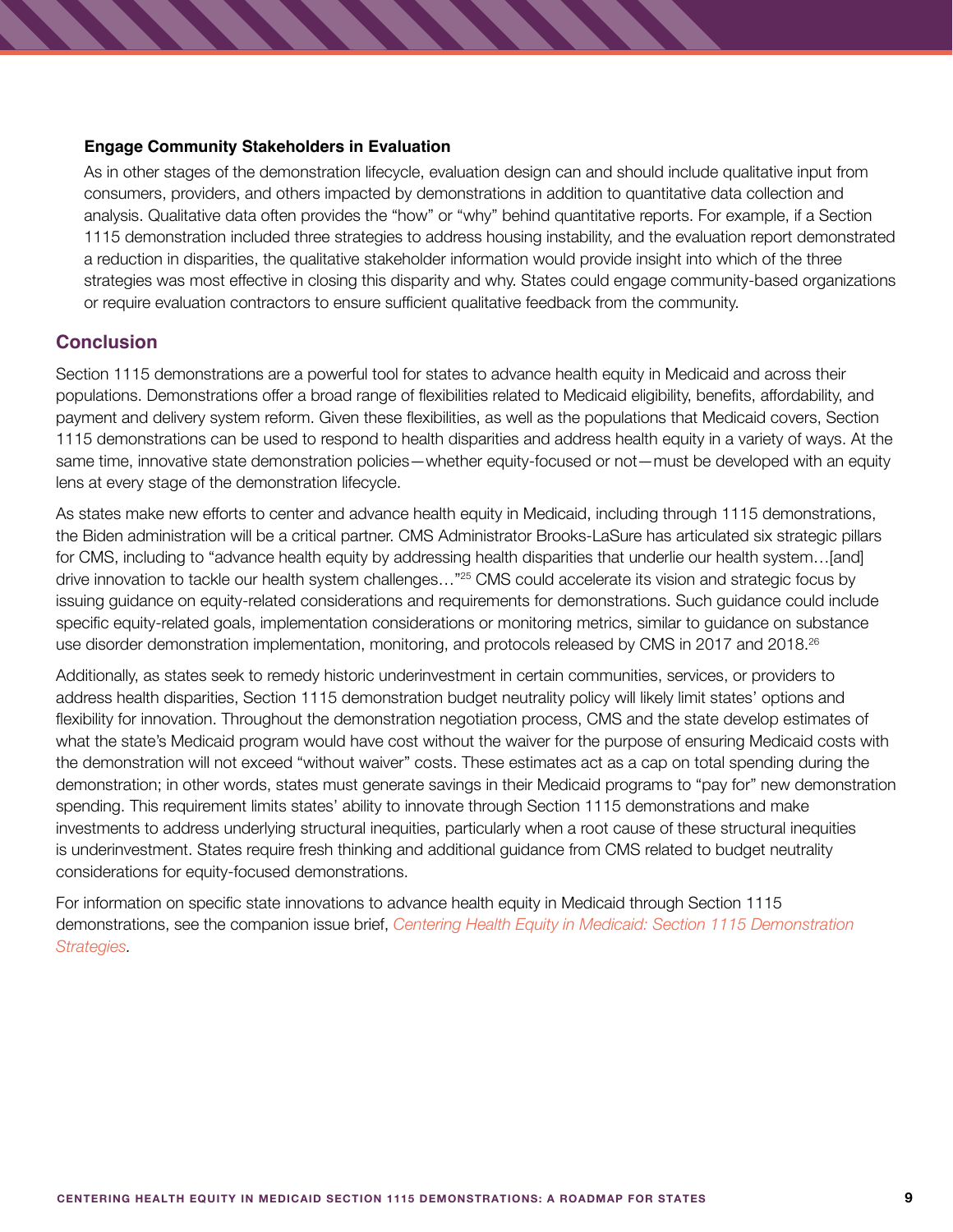### Engage Community Stakeholders in Evaluation

As in other stages of the demonstration lifecycle, evaluation design can and should include qualitative input from consumers, providers, and others impacted by demonstrations in addition to quantitative data collection and analysis. Qualitative data often provides the "how" or "why" behind quantitative reports. For example, if a Section 1115 demonstration included three strategies to address housing instability, and the evaluation report demonstrated a reduction in disparities, the qualitative stakeholder information would provide insight into which of the three strategies was most effective in closing this disparity and why. States could engage community-based organizations or require evaluation contractors to ensure sufficient qualitative feedback from the community.

## Conclusion

Section 1115 demonstrations are a powerful tool for states to advance health equity in Medicaid and across their populations. Demonstrations offer a broad range of flexibilities related to Medicaid eligibility, benefits, affordability, and payment and delivery system reform. Given these flexibilities, as well as the populations that Medicaid covers, Section 1115 demonstrations can be used to respond to health disparities and address health equity in a variety of ways. At the same time, innovative state demonstration policies—whether equity-focused or not—must be developed with an equity lens at every stage of the demonstration lifecycle.

As states make new efforts to center and advance health equity in Medicaid, including through 1115 demonstrations, the Biden administration will be a critical partner. CMS Administrator Brooks-LaSure has articulated six strategic pillars for CMS, including to "advance health equity by addressing health disparities that underlie our health system…[and] drive innovation to tackle our health system challenges…"[25] CMS could accelerate its vision and strategic focus by issuing guidance on equity-related considerations and requirements for demonstrations. Such guidance could include specific equity-related goals, implementation considerations or monitoring metrics, similar to guidance on substance use disorder demonstration implementation, monitoring, and protocols released by CMS in 2017 and 2018.[26]

Additionally, as states seek to remedy historic underinvestment in certain communities, services, or providers to address health disparities, Section 1115 demonstration budget neutrality policy will likely limit states' options and flexibility for innovation. Throughout the demonstration negotiation process, CMS and the state develop estimates of what the state's Medicaid program would have cost without the waiver for the purpose of ensuring Medicaid costs with the demonstration will not exceed "without waiver" costs. These estimates act as a cap on total spending during the demonstration; in other words, states must generate savings in their Medicaid programs to "pay for" new demonstration spending. This requirement limits states' ability to innovate through Section 1115 demonstrations and make investments to address underlying structural inequities, particularly when a root cause of these structural inequities is underinvestment. States require fresh thinking and additional guidance from CMS related to budget neutrality considerations for equity-focused demonstrations.

For information on specific state innovations to advance health equity in Medicaid through Section 1115 demonstrations, see the companion issue brief, *Centering Health Equity in Medicaid: Section 1115 Demonstration Strategies*.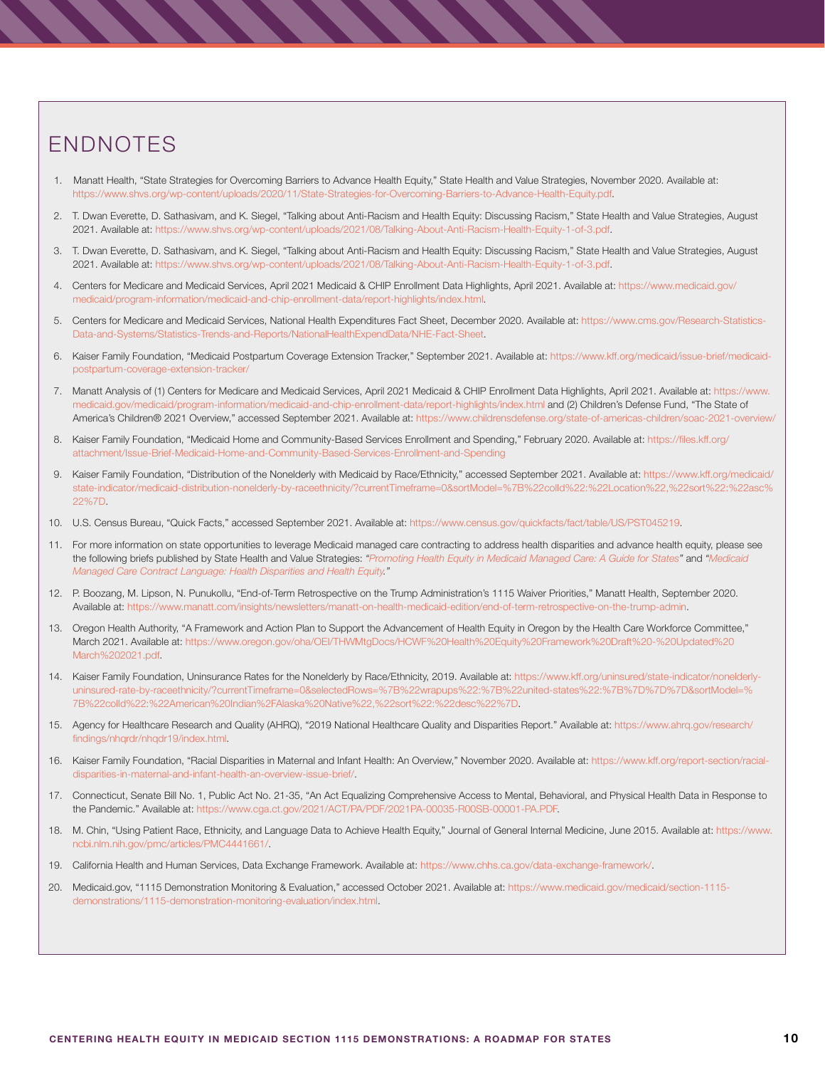## ENDNOTES

1. Manatt Health, "State Strategies for Overcoming Barriers to Advance Health Equity," State Health and Value Strategies, November 2020. Available at: https://www.shvs.org/wp-content/uploads/2020/11/State-Strategies-for-Overcoming-Barriers-to-Advance-Health-Equity.pdf.
2. T. Dwan Everette, D. Sathasivam, and K. Siegel, "Talking about Anti-Racism and Health Equity: Discussing Racism," State Health and Value Strategies, August 2021. Available at: https://www.shvs.org/wp-content/uploads/2021/08/Talking-About-Anti-Racism-Health-Equity-1-of-3.pdf.
3. T. Dwan Everette, D. Sathasivam, and K. Siegel, "Talking about Anti-Racism and Health Equity: Discussing Racism," State Health and Value Strategies, August 2021. Available at: https://www.shvs.org/wp-content/uploads/2021/08/Talking-About-Anti-Racism-Health-Equity-1-of-3.pdf.
4. Centers for Medicare and Medicaid Services, April 2021 Medicaid & CHIP Enrollment Data Highlights, April 2021. Available at: https://www.medicaid.gov/medicaid/program-information/medicaid-and-chip-enrollment-data/report-highlights/index.html.
5. Centers for Medicare and Medicaid Services, National Health Expenditures Fact Sheet, December 2020. Available at: https://www.cms.gov/Research-Statistics-Data-and-Systems/Statistics-Trends-and-Reports/NationalHealthExpendData/NHE-Fact-Sheet.
6. Kaiser Family Foundation, "Medicaid Postpartum Coverage Extension Tracker," September 2021. Available at: https://www.kff.org/medicaid/issue-brief/medicaid-postpartum-coverage-extension-tracker/
7. Manatt Analysis of (1) Centers for Medicare and Medicaid Services, April 2021 Medicaid & CHIP Enrollment Data Highlights, April 2021. Available at: https://www.medicaid.gov/medicaid/program-information/medicaid-and-chip-enrollment-data/report-highlights/index.html and (2) Children's Defense Fund, "The State of America's Children® 2021 Overview," accessed September 2021. Available at: https://www.childrensdefense.org/state-of-americas-children/soac-2021-overview/
8. Kaiser Family Foundation, "Medicaid Home and Community-Based Services Enrollment and Spending," February 2020. Available at: https://files.kff.org/attachment/Issue-Brief-Medicaid-Home-and-Community-Based-Services-Enrollment-and-Spending
9. Kaiser Family Foundation, "Distribution of the Nonelderly with Medicaid by Race/Ethnicity," accessed September 2021. Available at: https://www.kff.org/medicaid/state-indicator/medicaid-distribution-nonelderly-by-raceethnicity/?currentTimeframe=0&sortModel=%7B%22colId%22:%22Location%22,%22sort%22:%22asc%22%7D.
10. U.S. Census Bureau, "Quick Facts," accessed September 2021. Available at: https://www.census.gov/quickfacts/fact/table/US/PST045219.
11. For more information on state opportunities to leverage Medicaid managed care contracting to address health disparities and advance health equity, please see the following briefs published by State Health and Value Strategies: "*Promoting Health Equity in Medicaid Managed Care: A Guide for States*" and "*Medicaid Managed Care Contract Language: Health Disparities and Health Equity.*"
12. P. Boozang, M. Lipson, N. Punukollu, "End-of-Term Retrospective on the Trump Administration's 1115 Waiver Priorities," Manatt Health, September 2020. Available at: https://www.manatt.com/insights/newsletters/manatt-on-health-medicaid-edition/end-of-term-retrospective-on-the-trump-admin.
13. Oregon Health Authority, "A Framework and Action Plan to Support the Advancement of Health Equity in Oregon by the Health Care Workforce Committee," March 2021. Available at: https://www.oregon.gov/oha/OEI/THWMtgDocs/HCWF%20Health%20Equity%20Framework%20Draft%20-%20Updated%20March%202021.pdf.
14. Kaiser Family Foundation, Uninsurance Rates for the Nonelderly by Race/Ethnicity, 2019. Available at: https://www.kff.org/uninsured/state-indicator/nonelderly-uninsured-rate-by-raceethnicity/?currentTimeframe=0&selectedRows=%7B%22wrapups%22:%7B%22united-states%22:%7B%7D%7D%7D&sortModel=%7B%22colId%22:%22American%20Indian%2FAlaska%20Native%22,%22sort%22:%22desc%22%7D.
15. Agency for Healthcare Research and Quality (AHRQ), "2019 National Healthcare Quality and Disparities Report." Available at: https://www.ahrq.gov/research/findings/nhqrdr/nhqdr19/index.html.
16. Kaiser Family Foundation, "Racial Disparities in Maternal and Infant Health: An Overview," November 2020. Available at: https://www.kff.org/report-section/racial-disparities-in-maternal-and-infant-health-an-overview-issue-brief/.
17. Connecticut, Senate Bill No. 1, Public Act No. 21-35, "An Act Equalizing Comprehensive Access to Mental, Behavioral, and Physical Health Data in Response to the Pandemic." Available at: https://www.cga.ct.gov/2021/ACT/PA/PDF/2021PA-00035-R00SB-00001-PA.PDF.
18. M. Chin, "Using Patient Race, Ethnicity, and Language Data to Achieve Health Equity," Journal of General Internal Medicine, June 2015. Available at: https://www.ncbi.nlm.nih.gov/pmc/articles/PMC4441661/.
19. California Health and Human Services, Data Exchange Framework. Available at: https://www.chhs.ca.gov/data-exchange-framework/.
20. Medicaid.gov, "1115 Demonstration Monitoring & Evaluation," accessed October 2021. Available at: https://www.medicaid.gov/medicaid/section-1115-demonstrations/1115-demonstration-monitoring-evaluation/index.html.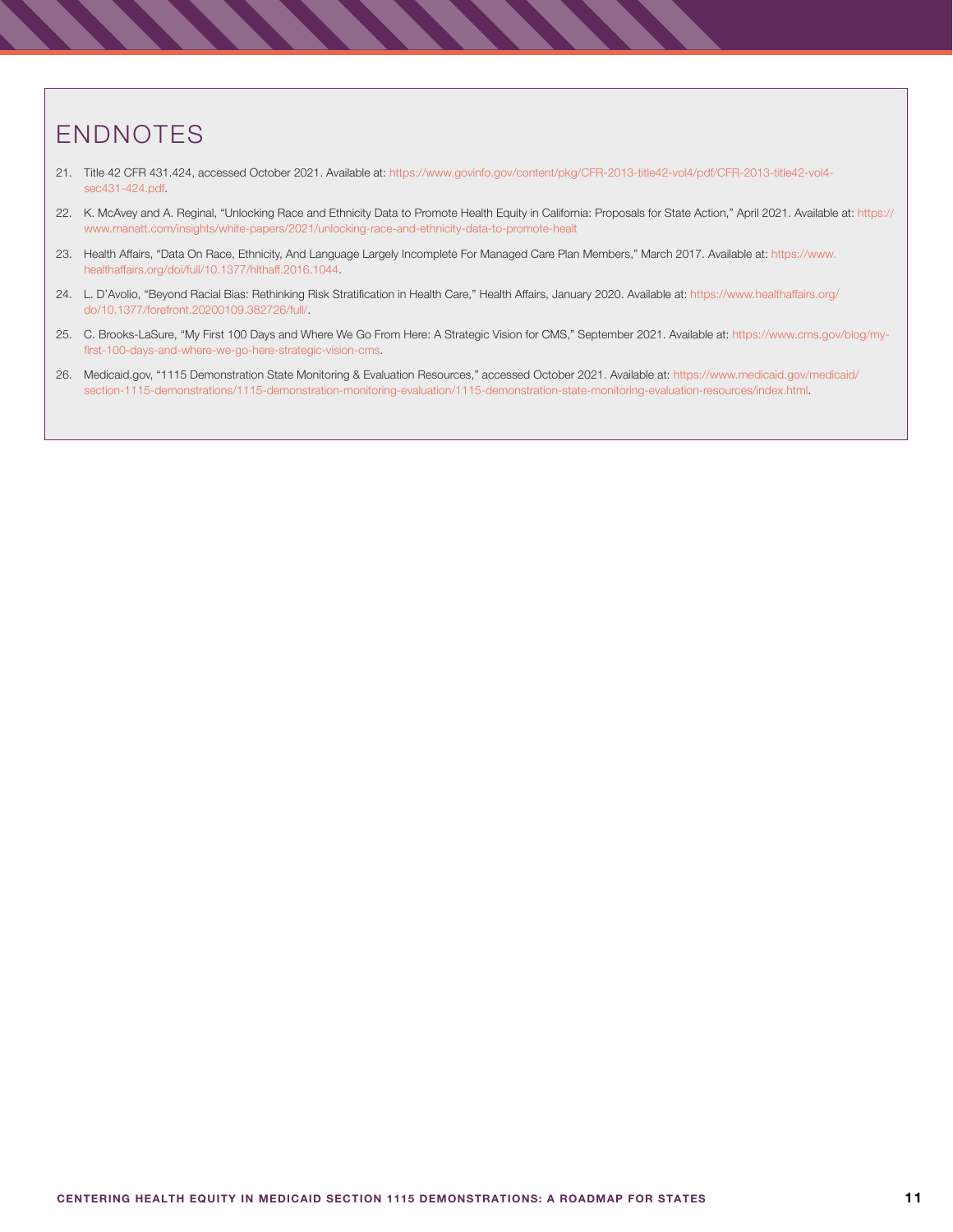## ENDNOTES

21. Title 42 CFR 431.424, accessed October 2021. Available at: https://www.govinfo.gov/content/pkg/CFR-2013-title42-vol4/pdf/CFR-2013-title42-vol4-sec431-424.pdf.
22. K. McAvey and A. Reginal, "Unlocking Race and Ethnicity Data to Promote Health Equity in California: Proposals for State Action," April 2021. Available at: https://www.manatt.com/insights/white-papers/2021/unlocking-race-and-ethnicity-data-to-promote-healt
23. Health Affairs, "Data On Race, Ethnicity, And Language Largely Incomplete For Managed Care Plan Members," March 2017. Available at: https://www.healthaffairs.org/doi/full/10.1377/hlthaff.2016.1044.
24. L. D'Avolio, "Beyond Racial Bias: Rethinking Risk Stratification in Health Care," Health Affairs, January 2020. Available at: https://www.healthaffairs.org/do/10.1377/forefront.20200109.382726/full/.
25. C. Brooks-LaSure, "My First 100 Days and Where We Go From Here: A Strategic Vision for CMS," September 2021. Available at: https://www.cms.gov/blog/my-first-100-days-and-where-we-go-here-strategic-vision-cms.
26. Medicaid.gov, "1115 Demonstration State Monitoring & Evaluation Resources," accessed October 2021. Available at: https://www.medicaid.gov/medicaid/section-1115-demonstrations/1115-demonstration-monitoring-evaluation/1115-demonstration-state-monitoring-evaluation-resources/index.html.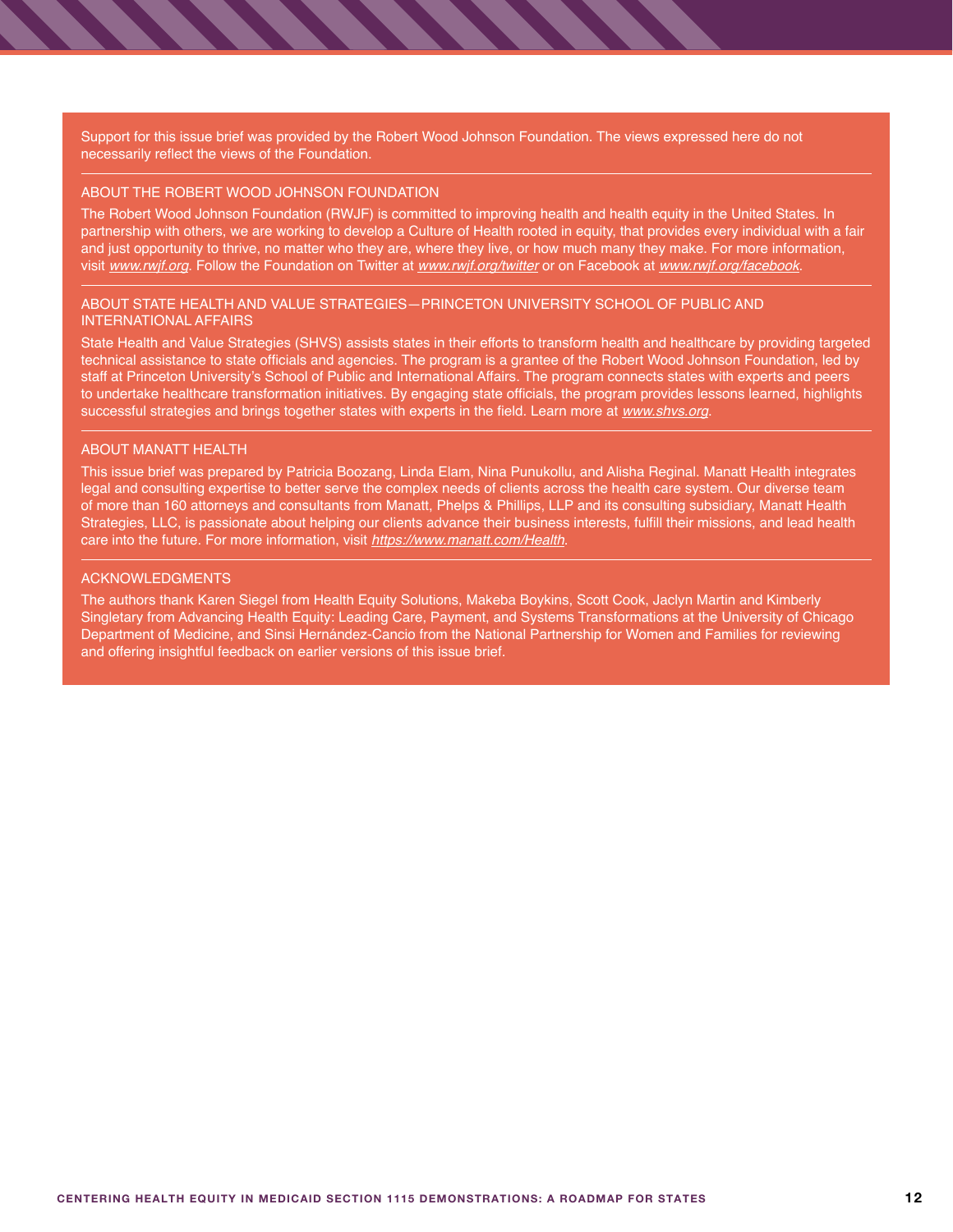Support for this issue brief was provided by the Robert Wood Johnson Foundation. The views expressed here do not necessarily reflect the views of the Foundation.

## ABOUT THE ROBERT WOOD JOHNSON FOUNDATION

The Robert Wood Johnson Foundation (RWJF) is committed to improving health and health equity in the United States. In partnership with others, we are working to develop a Culture of Health rooted in equity, that provides every individual with a fair and just opportunity to thrive, no matter who they are, where they live, or how much many they make. For more information, visit *www.rwjf.org*. Follow the Foundation on Twitter at *www.rwjf.org/twitter* or on Facebook at *www.rwjf.org/facebook*.

## ABOUT STATE HEALTH AND VALUE STRATEGIES—PRINCETON UNIVERSITY SCHOOL OF PUBLIC AND INTERNATIONAL AFFAIRS

State Health and Value Strategies (SHVS) assists states in their efforts to transform health and healthcare by providing targeted technical assistance to state officials and agencies. The program is a grantee of the Robert Wood Johnson Foundation, led by staff at Princeton University's School of Public and International Affairs. The program connects states with experts and peers to undertake healthcare transformation initiatives. By engaging state officials, the program provides lessons learned, highlights successful strategies and brings together states with experts in the field. Learn more at *www.shvs.org*.

## ABOUT MANATT HEALTH

This issue brief was prepared by Patricia Boozang, Linda Elam, Nina Punukollu, and Alisha Reginal. Manatt Health integrates legal and consulting expertise to better serve the complex needs of clients across the health care system. Our diverse team of more than 160 attorneys and consultants from Manatt, Phelps & Phillips, LLP and its consulting subsidiary, Manatt Health Strategies, LLC, is passionate about helping our clients advance their business interests, fulfill their missions, and lead health care into the future. For more information, visit *https://www.manatt.com/Health*.

## ACKNOWLEDGMENTS

The authors thank Karen Siegel from Health Equity Solutions, Makeba Boykins, Scott Cook, Jaclyn Martin and Kimberly Singletary from Advancing Health Equity: Leading Care, Payment, and Systems Transformations at the University of Chicago Department of Medicine, and Sinsi Hernández-Cancio from the National Partnership for Women and Families for reviewing and offering insightful feedback on earlier versions of this issue brief.